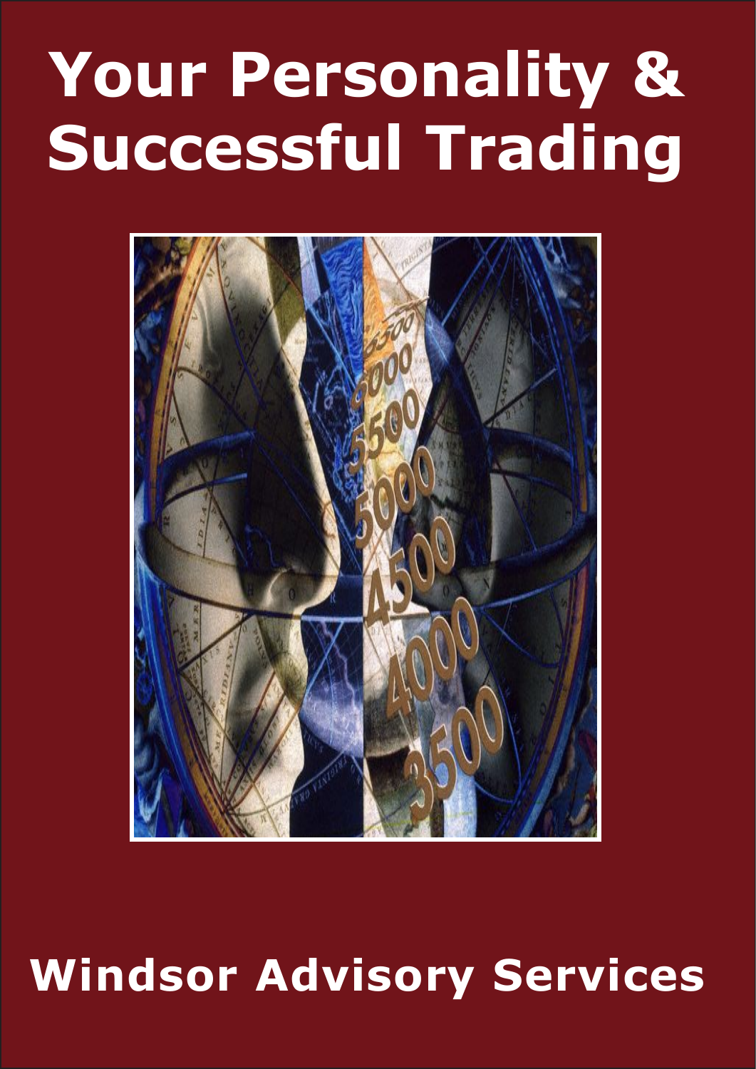# Your Personality & Successful Trading

Windsor Advisory Services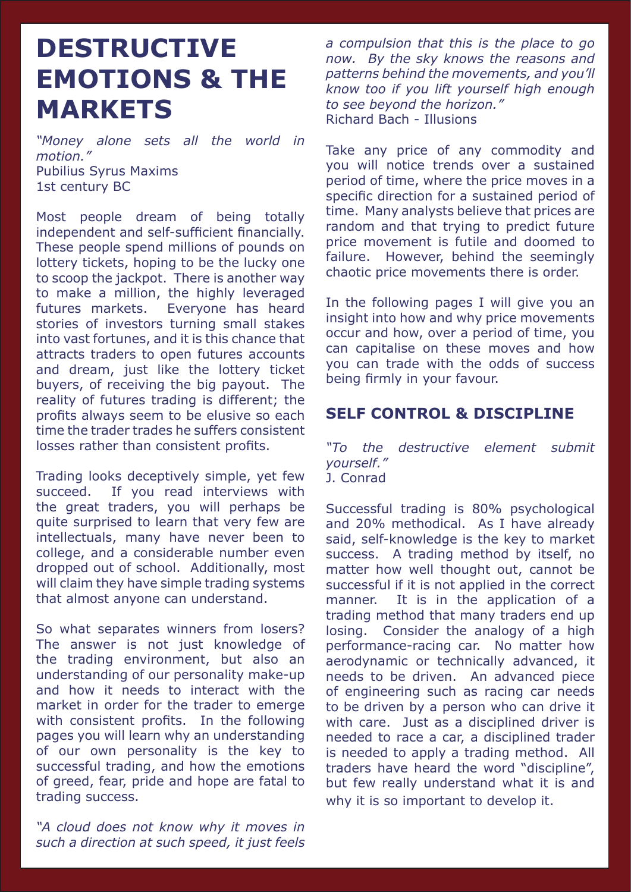# DESTRUCTIVE EMOTIONS & THE MARKETS

*"Money alone sets all the world in motion."*
Pubilius Syrus Maxims
1st century BC

Most people dream of being totally independent and self-sufficient financially. These people spend millions of pounds on lottery tickets, hoping to be the lucky one to scoop the jackpot. There is another way to make a million, the highly leveraged futures markets. Everyone has heard stories of investors turning small stakes into vast fortunes, and it is this chance that attracts traders to open futures accounts and dream, just like the lottery ticket buyers, of receiving the big payout. The reality of futures trading is different; the profits always seem to be elusive so each time the trader trades he suffers consistent losses rather than consistent profits.

Trading looks deceptively simple, yet few succeed. If you read interviews with the great traders, you will perhaps be quite surprised to learn that very few are intellectuals, many have never been to college, and a considerable number even dropped out of school. Additionally, most will claim they have simple trading systems that almost anyone can understand.

So what separates winners from losers? The answer is not just knowledge of the trading environment, but also an understanding of our personality make-up and how it needs to interact with the market in order for the trader to emerge with consistent profits. In the following pages you will learn why an understanding of our own personality is the key to successful trading, and how the emotions of greed, fear, pride and hope are fatal to trading success.

*"A cloud does not know why it moves in such a direction at such speed, it just feels a compulsion that this is the place to go now. By the sky knows the reasons and patterns behind the movements, and you'll know too if you lift yourself high enough to see beyond the horizon."*
Richard Bach - Illusions

Take any price of any commodity and you will notice trends over a sustained period of time, where the price moves in a specific direction for a sustained period of time. Many analysts believe that prices are random and that trying to predict future price movement is futile and doomed to failure. However, behind the seemingly chaotic price movements there is order.

In the following pages I will give you an insight into how and why price movements occur and how, over a period of time, you can capitalise on these moves and how you can trade with the odds of success being firmly in your favour.

## SELF CONTROL & DISCIPLINE

*"To the destructive element submit yourself."*
J. Conrad

Successful trading is 80% psychological and 20% methodical. As I have already said, self-knowledge is the key to market success. A trading method by itself, no matter how well thought out, cannot be successful if it is not applied in the correct manner. It is in the application of a trading method that many traders end up losing. Consider the analogy of a high performance-racing car. No matter how aerodynamic or technically advanced, it needs to be driven. An advanced piece of engineering such as racing car needs to be driven by a person who can drive it with care. Just as a disciplined driver is needed to race a car, a disciplined trader is needed to apply a trading method. All traders have heard the word "discipline", but few really understand what it is and why it is so important to develop it.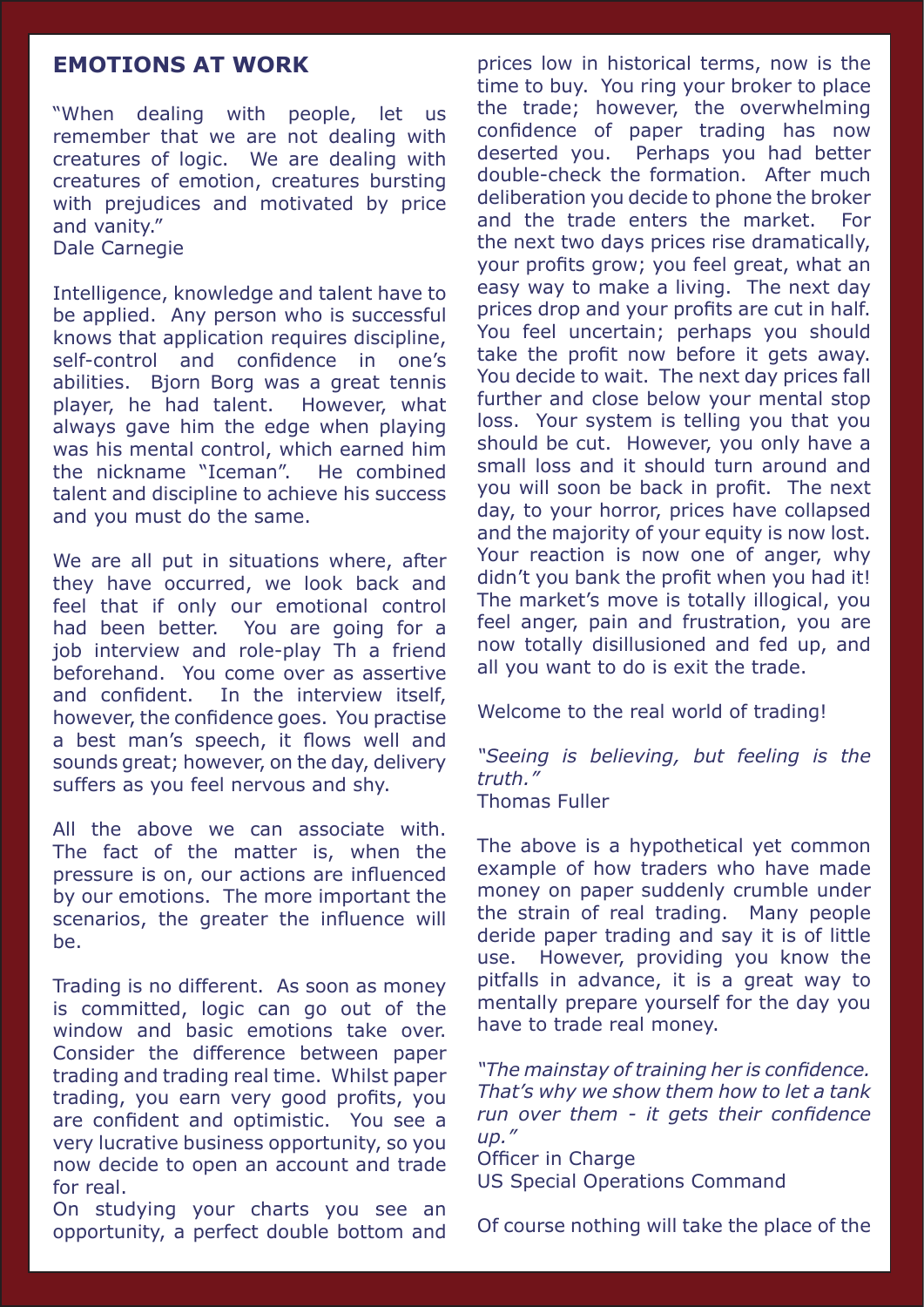## EMOTIONS AT WORK

"When dealing with people, let us remember that we are not dealing with creatures of logic. We are dealing with creatures of emotion, creatures bursting with prejudices and motivated by price and vanity."
Dale Carnegie

Intelligence, knowledge and talent have to be applied. Any person who is successful knows that application requires discipline, self-control and confidence in one's abilities. Bjorn Borg was a great tennis player, he had talent. However, what always gave him the edge when playing was his mental control, which earned him the nickname "Iceman". He combined talent and discipline to achieve his success and you must do the same.

We are all put in situations where, after they have occurred, we look back and feel that if only our emotional control had been better. You are going for a job interview and role-play Th a friend beforehand. You come over as assertive and confident. In the interview itself, however, the confidence goes. You practise a best man's speech, it flows well and sounds great; however, on the day, delivery suffers as you feel nervous and shy.

All the above we can associate with. The fact of the matter is, when the pressure is on, our actions are influenced by our emotions. The more important the scenarios, the greater the influence will be.

Trading is no different. As soon as money is committed, logic can go out of the window and basic emotions take over. Consider the difference between paper trading and trading real time. Whilst paper trading, you earn very good profits, you are confident and optimistic. You see a very lucrative business opportunity, so you now decide to open an account and trade for real.
On studying your charts you see an opportunity, a perfect double bottom and prices low in historical terms, now is the time to buy. You ring your broker to place the trade; however, the overwhelming confidence of paper trading has now deserted you. Perhaps you had better double-check the formation. After much deliberation you decide to phone the broker and the trade enters the market. For the next two days prices rise dramatically, your profits grow; you feel great, what an easy way to make a living. The next day prices drop and your profits are cut in half. You feel uncertain; perhaps you should take the profit now before it gets away. You decide to wait. The next day prices fall further and close below your mental stop loss. Your system is telling you that you should be cut. However, you only have a small loss and it should turn around and you will soon be back in profit. The next day, to your horror, prices have collapsed and the majority of your equity is now lost. Your reaction is now one of anger, why didn't you bank the profit when you had it! The market's move is totally illogical, you feel anger, pain and frustration, you are now totally disillusioned and fed up, and all you want to do is exit the trade.

Welcome to the real world of trading!

*"Seeing is believing, but feeling is the truth."*
Thomas Fuller

The above is a hypothetical yet common example of how traders who have made money on paper suddenly crumble under the strain of real trading. Many people deride paper trading and say it is of little use. However, providing you know the pitfalls in advance, it is a great way to mentally prepare yourself for the day you have to trade real money.

*"The mainstay of training her is confidence. That's why we show them how to let a tank run over them - it gets their confidence up."*
Officer in Charge
US Special Operations Command

Of course nothing will take the place of the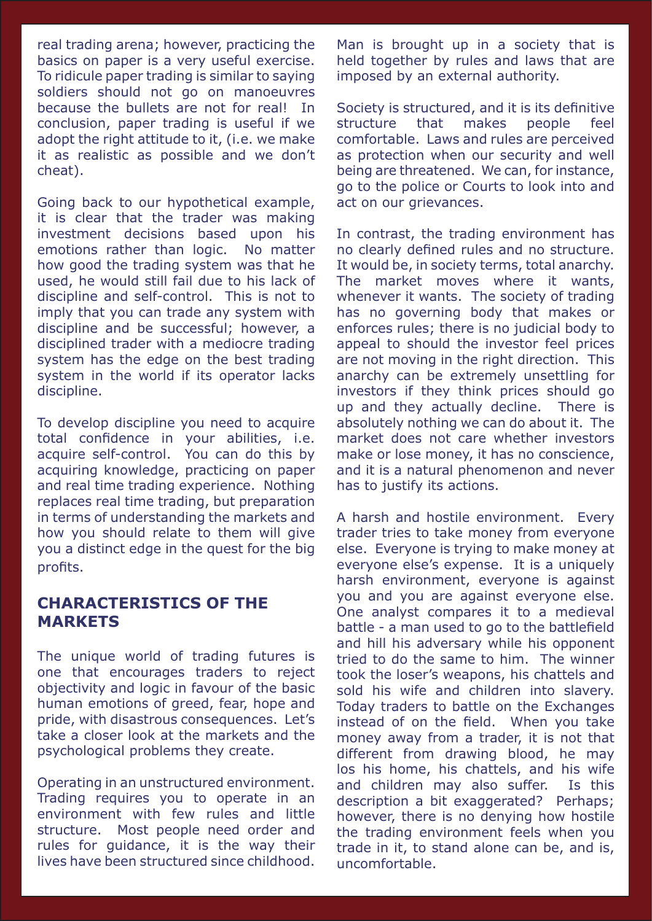real trading arena; however, practicing the basics on paper is a very useful exercise. To ridicule paper trading is similar to saying soldiers should not go on manoeuvres because the bullets are not for real! In conclusion, paper trading is useful if we adopt the right attitude to it, (i.e. we make it as realistic as possible and we don't cheat).

Going back to our hypothetical example, it is clear that the trader was making investment decisions based upon his emotions rather than logic. No matter how good the trading system was that he used, he would still fail due to his lack of discipline and self-control. This is not to imply that you can trade any system with discipline and be successful; however, a disciplined trader with a mediocre trading system has the edge on the best trading system in the world if its operator lacks discipline.

To develop discipline you need to acquire total confidence in your abilities, i.e. acquire self-control. You can do this by acquiring knowledge, practicing on paper and real time trading experience. Nothing replaces real time trading, but preparation in terms of understanding the markets and how you should relate to them will give you a distinct edge in the quest for the big profits.

## CHARACTERISTICS OF THE MARKETS

The unique world of trading futures is one that encourages traders to reject objectivity and logic in favour of the basic human emotions of greed, fear, hope and pride, with disastrous consequences. Let's take a closer look at the markets and the psychological problems they create.

Operating in an unstructured environment. Trading requires you to operate in an environment with few rules and little structure. Most people need order and rules for guidance, it is the way their lives have been structured since childhood. Man is brought up in a society that is held together by rules and laws that are imposed by an external authority.

Society is structured, and it is its definitive structure that makes people feel comfortable. Laws and rules are perceived as protection when our security and well being are threatened. We can, for instance, go to the police or Courts to look into and act on our grievances.

In contrast, the trading environment has no clearly defined rules and no structure. It would be, in society terms, total anarchy. The market moves where it wants, whenever it wants. The society of trading has no governing body that makes or enforces rules; there is no judicial body to appeal to should the investor feel prices are not moving in the right direction. This anarchy can be extremely unsettling for investors if they think prices should go up and they actually decline. There is absolutely nothing we can do about it. The market does not care whether investors make or lose money, it has no conscience, and it is a natural phenomenon and never has to justify its actions.

A harsh and hostile environment. Every trader tries to take money from everyone else. Everyone is trying to make money at everyone else's expense. It is a uniquely harsh environment, everyone is against you and you are against everyone else. One analyst compares it to a medieval battle - a man used to go to the battlefield and hill his adversary while his opponent tried to do the same to him. The winner took the loser's weapons, his chattels and sold his wife and children into slavery. Today traders to battle on the Exchanges instead of on the field. When you take money away from a trader, it is not that different from drawing blood, he may los his home, his chattels, and his wife and children may also suffer. Is this description a bit exaggerated? Perhaps; however, there is no denying how hostile the trading environment feels when you trade in it, to stand alone can be, and is, uncomfortable.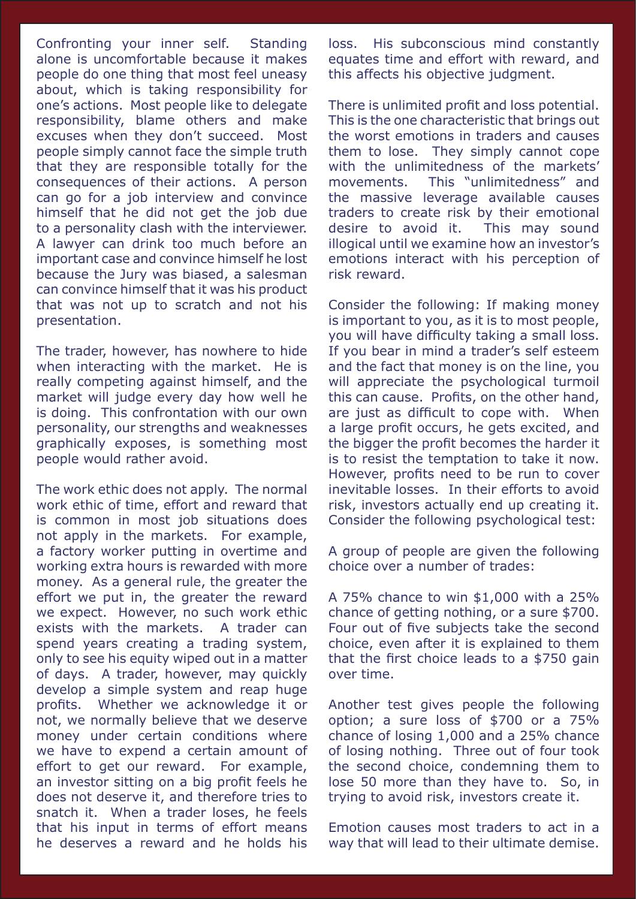Confronting your inner self. Standing alone is uncomfortable because it makes people do one thing that most feel uneasy about, which is taking responsibility for one's actions. Most people like to delegate responsibility, blame others and make excuses when they don't succeed. Most people simply cannot face the simple truth that they are responsible totally for the consequences of their actions. A person can go for a job interview and convince himself that he did not get the job due to a personality clash with the interviewer. A lawyer can drink too much before an important case and convince himself he lost because the Jury was biased, a salesman can convince himself that it was his product that was not up to scratch and not his presentation.

The trader, however, has nowhere to hide when interacting with the market. He is really competing against himself, and the market will judge every day how well he is doing. This confrontation with our own personality, our strengths and weaknesses graphically exposes, is something most people would rather avoid.

The work ethic does not apply. The normal work ethic of time, effort and reward that is common in most job situations does not apply in the markets. For example, a factory worker putting in overtime and working extra hours is rewarded with more money. As a general rule, the greater the effort we put in, the greater the reward we expect. However, no such work ethic exists with the markets. A trader can spend years creating a trading system, only to see his equity wiped out in a matter of days. A trader, however, may quickly develop a simple system and reap huge profits. Whether we acknowledge it or not, we normally believe that we deserve money under certain conditions where we have to expend a certain amount of effort to get our reward. For example, an investor sitting on a big profit feels he does not deserve it, and therefore tries to snatch it. When a trader loses, he feels that his input in terms of effort means he deserves a reward and he holds his loss. His subconscious mind constantly equates time and effort with reward, and this affects his objective judgment.

There is unlimited profit and loss potential. This is the one characteristic that brings out the worst emotions in traders and causes them to lose. They simply cannot cope with the unlimitedness of the markets' movements. This "unlimitedness" and the massive leverage available causes traders to create risk by their emotional desire to avoid it. This may sound illogical until we examine how an investor's emotions interact with his perception of risk reward.

Consider the following: If making money is important to you, as it is to most people, you will have difficulty taking a small loss. If you bear in mind a trader's self esteem and the fact that money is on the line, you will appreciate the psychological turmoil this can cause. Profits, on the other hand, are just as difficult to cope with. When a large profit occurs, he gets excited, and the bigger the profit becomes the harder it is to resist the temptation to take it now. However, profits need to be run to cover inevitable losses. In their efforts to avoid risk, investors actually end up creating it. Consider the following psychological test:

A group of people are given the following choice over a number of trades:

A 75% chance to win $1,000 with a 25% chance of getting nothing, or a sure $700. Four out of five subjects take the second choice, even after it is explained to them that the first choice leads to a $750 gain over time.

Another test gives people the following option; a sure loss of $700 or a 75% chance of losing 1,000 and a 25% chance of losing nothing. Three out of four took the second choice, condemning them to lose 50 more than they have to. So, in trying to avoid risk, investors create it.

Emotion causes most traders to act in a way that will lead to their ultimate demise.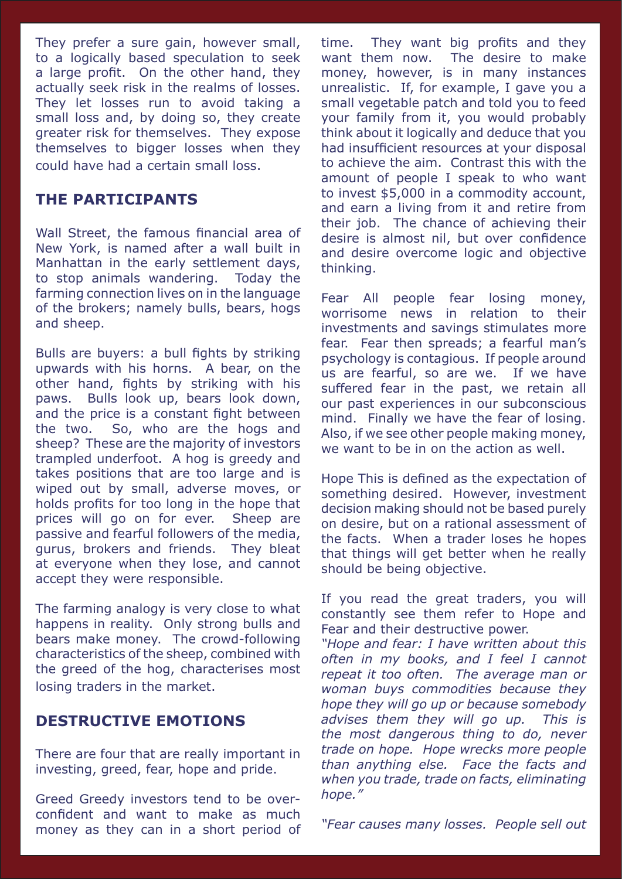They prefer a sure gain, however small, to a logically based speculation to seek a large profit. On the other hand, they actually seek risk in the realms of losses. They let losses run to avoid taking a small loss and, by doing so, they create greater risk for themselves. They expose themselves to bigger losses when they could have had a certain small loss.

## THE PARTICIPANTS

Wall Street, the famous financial area of New York, is named after a wall built in Manhattan in the early settlement days, to stop animals wandering. Today the farming connection lives on in the language of the brokers; namely bulls, bears, hogs and sheep.

Bulls are buyers: a bull fights by striking upwards with his horns. A bear, on the other hand, fights by striking with his paws. Bulls look up, bears look down, and the price is a constant fight between the two. So, who are the hogs and sheep? These are the majority of investors trampled underfoot. A hog is greedy and takes positions that are too large and is wiped out by small, adverse moves, or holds profits for too long in the hope that prices will go on for ever. Sheep are passive and fearful followers of the media, gurus, brokers and friends. They bleat at everyone when they lose, and cannot accept they were responsible.

The farming analogy is very close to what happens in reality. Only strong bulls and bears make money. The crowd-following characteristics of the sheep, combined with the greed of the hog, characterises most losing traders in the market.

## DESTRUCTIVE EMOTIONS

There are four that are really important in investing, greed, fear, hope and pride.

Greed Greedy investors tend to be over-confident and want to make as much money as they can in a short period of time. They want big profits and they want them now. The desire to make money, however, is in many instances unrealistic. If, for example, I gave you a small vegetable patch and told you to feed your family from it, you would probably think about it logically and deduce that you had insufficient resources at your disposal to achieve the aim. Contrast this with the amount of people I speak to who want to invest $5,000 in a commodity account, and earn a living from it and retire from their job. The chance of achieving their desire is almost nil, but over confidence and desire overcome logic and objective thinking.

Fear All people fear losing money, worrisome news in relation to their investments and savings stimulates more fear. Fear then spreads; a fearful man's psychology is contagious. If people around us are fearful, so are we. If we have suffered fear in the past, we retain all our past experiences in our subconscious mind. Finally we have the fear of losing. Also, if we see other people making money, we want to be in on the action as well.

Hope This is defined as the expectation of something desired. However, investment decision making should not be based purely on desire, but on a rational assessment of the facts. When a trader loses he hopes that things will get better when he really should be being objective.

If you read the great traders, you will constantly see them refer to Hope and Fear and their destructive power.

*"Hope and fear: I have written about this often in my books, and I feel I cannot repeat it too often. The average man or woman buys commodities because they hope they will go up or because somebody advises them they will go up. This is the most dangerous thing to do, never trade on hope. Hope wrecks more people than anything else. Face the facts and when you trade, trade on facts, eliminating hope."*

*"Fear causes many losses. People sell out*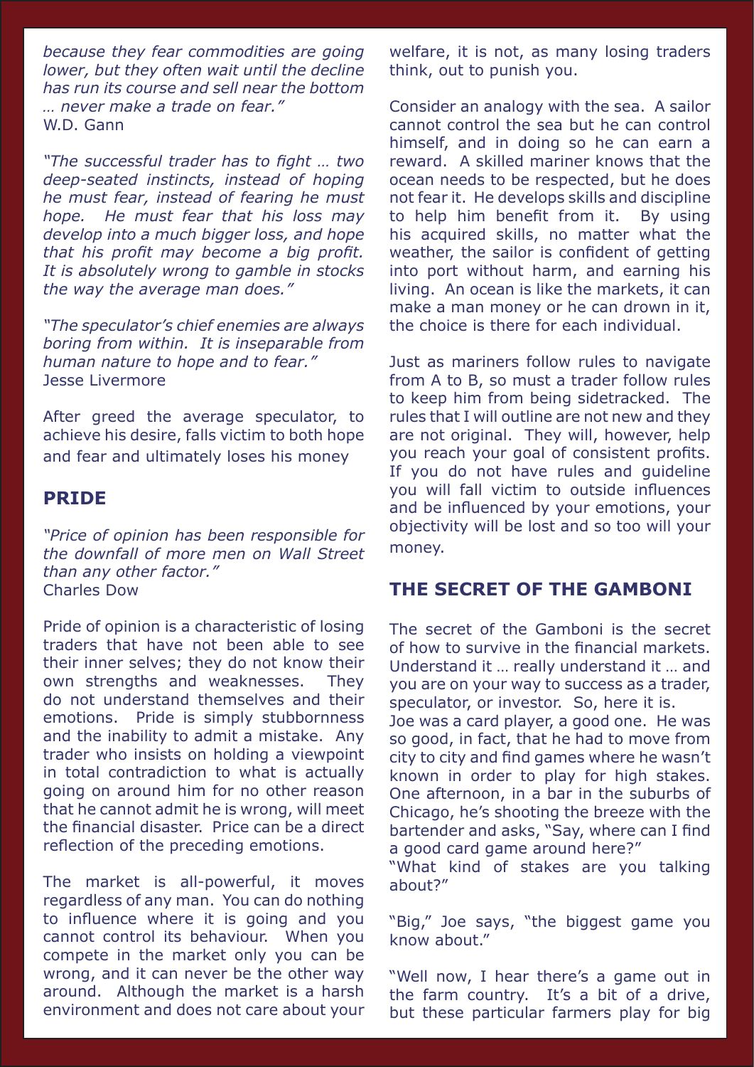*because they fear commodities are going lower, but they often wait until the decline has run its course and sell near the bottom … never make a trade on fear."*
W.D. Gann

*"The successful trader has to fight … two deep-seated instincts, instead of hoping he must fear, instead of fearing he must hope. He must fear that his loss may develop into a much bigger loss, and hope that his profit may become a big profit. It is absolutely wrong to gamble in stocks the way the average man does."*

*"The speculator's chief enemies are always boring from within. It is inseparable from human nature to hope and to fear."*
Jesse Livermore

After greed the average speculator, to achieve his desire, falls victim to both hope and fear and ultimately loses his money

## PRIDE

*"Price of opinion has been responsible for the downfall of more men on Wall Street than any other factor."*
Charles Dow

Pride of opinion is a characteristic of losing traders that have not been able to see their inner selves; they do not know their own strengths and weaknesses. They do not understand themselves and their emotions. Pride is simply stubbornness and the inability to admit a mistake. Any trader who insists on holding a viewpoint in total contradiction to what is actually going on around him for no other reason that he cannot admit he is wrong, will meet the financial disaster. Price can be a direct reflection of the preceding emotions.

The market is all-powerful, it moves regardless of any man. You can do nothing to influence where it is going and you cannot control its behaviour. When you compete in the market only you can be wrong, and it can never be the other way around. Although the market is a harsh environment and does not care about your welfare, it is not, as many losing traders think, out to punish you.

Consider an analogy with the sea. A sailor cannot control the sea but he can control himself, and in doing so he can earn a reward. A skilled mariner knows that the ocean needs to be respected, but he does not fear it. He develops skills and discipline to help him benefit from it. By using his acquired skills, no matter what the weather, the sailor is confident of getting into port without harm, and earning his living. An ocean is like the markets, it can make a man money or he can drown in it, the choice is there for each individual.

Just as mariners follow rules to navigate from A to B, so must a trader follow rules to keep him from being sidetracked. The rules that I will outline are not new and they are not original. They will, however, help you reach your goal of consistent profits. If you do not have rules and guideline you will fall victim to outside influences and be influenced by your emotions, your objectivity will be lost and so too will your money.

## THE SECRET OF THE GAMBONI

The secret of the Gamboni is the secret of how to survive in the financial markets. Understand it … really understand it … and you are on your way to success as a trader, speculator, or investor. So, here it is.
Joe was a card player, a good one. He was so good, in fact, that he had to move from city to city and find games where he wasn't known in order to play for high stakes. One afternoon, in a bar in the suburbs of Chicago, he's shooting the breeze with the bartender and asks, "Say, where can I find a good card game around here?"
"What kind of stakes are you talking about?"

"Big," Joe says, "the biggest game you know about."

"Well now, I hear there's a game out in the farm country. It's a bit of a drive, but these particular farmers play for big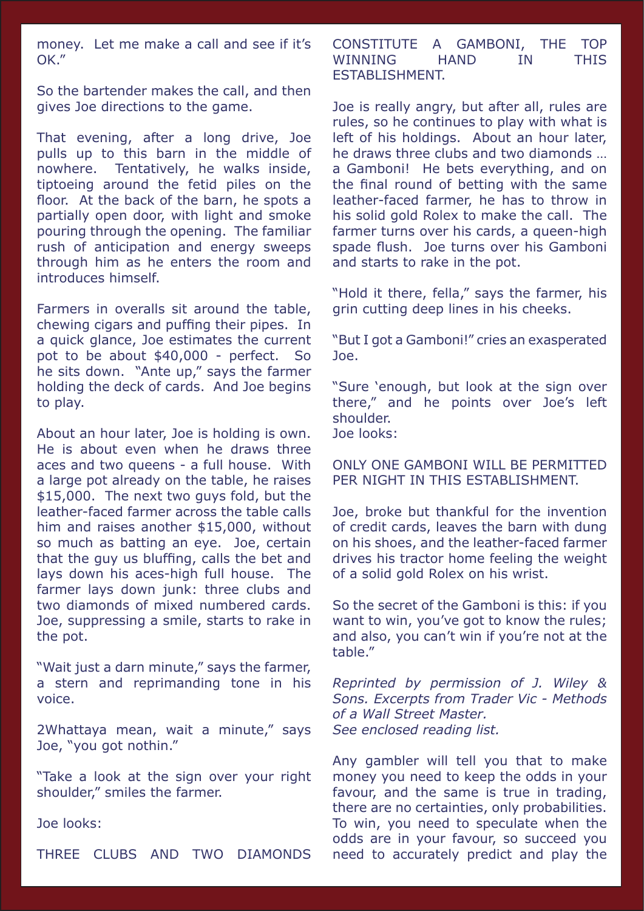money. Let me make a call and see if it's OK."

So the bartender makes the call, and then gives Joe directions to the game.

That evening, after a long drive, Joe pulls up to this barn in the middle of nowhere. Tentatively, he walks inside, tiptoeing around the fetid piles on the floor. At the back of the barn, he spots a partially open door, with light and smoke pouring through the opening. The familiar rush of anticipation and energy sweeps through him as he enters the room and introduces himself.

Farmers in overalls sit around the table, chewing cigars and puffing their pipes. In a quick glance, Joe estimates the current pot to be about $40,000 - perfect. So he sits down. "Ante up," says the farmer holding the deck of cards. And Joe begins to play.

About an hour later, Joe is holding is own. He is about even when he draws three aces and two queens - a full house. With a large pot already on the table, he raises $15,000. The next two guys fold, but the leather-faced farmer across the table calls him and raises another $15,000, without so much as batting an eye. Joe, certain that the guy us bluffing, calls the bet and lays down his aces-high full house. The farmer lays down junk: three clubs and two diamonds of mixed numbered cards. Joe, suppressing a smile, starts to rake in the pot.

"Wait just a darn minute," says the farmer, a stern and reprimanding tone in his voice.

2Whattaya mean, wait a minute," says Joe, "you got nothin."

"Take a look at the sign over your right shoulder," smiles the farmer.

Joe looks:

THREE CLUBS AND TWO DIAMONDS CONSTITUTE A GAMBONI, THE TOP WINNING HAND IN THIS ESTABLISHMENT.

Joe is really angry, but after all, rules are rules, so he continues to play with what is left of his holdings. About an hour later, he draws three clubs and two diamonds … a Gamboni! He bets everything, and on the final round of betting with the same leather-faced farmer, he has to throw in his solid gold Rolex to make the call. The farmer turns over his cards, a queen-high spade flush. Joe turns over his Gamboni and starts to rake in the pot.

"Hold it there, fella," says the farmer, his grin cutting deep lines in his cheeks.

"But I got a Gamboni!" cries an exasperated Joe.

"Sure 'enough, but look at the sign over there," and he points over Joe's left shoulder.
Joe looks:

ONLY ONE GAMBONI WILL BE PERMITTED PER NIGHT IN THIS ESTABLISHMENT.

Joe, broke but thankful for the invention of credit cards, leaves the barn with dung on his shoes, and the leather-faced farmer drives his tractor home feeling the weight of a solid gold Rolex on his wrist.

So the secret of the Gamboni is this: if you want to win, you've got to know the rules; and also, you can't win if you're not at the table."

*Reprinted by permission of J. Wiley & Sons. Excerpts from Trader Vic - Methods of a Wall Street Master.*
*See enclosed reading list.*

Any gambler will tell you that to make money you need to keep the odds in your favour, and the same is true in trading, there are no certainties, only probabilities. To win, you need to speculate when the odds are in your favour, so succeed you need to accurately predict and play the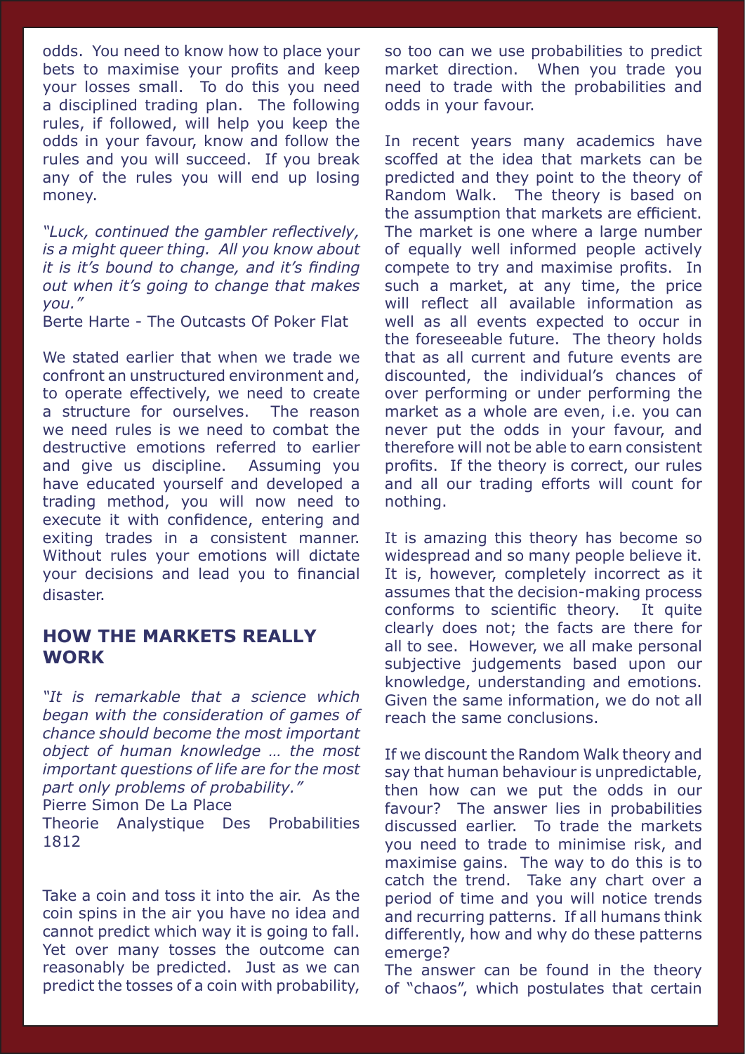odds. You need to know how to place your bets to maximise your profits and keep your losses small. To do this you need a disciplined trading plan. The following rules, if followed, will help you keep the odds in your favour, know and follow the rules and you will succeed. If you break any of the rules you will end up losing money.

*"Luck, continued the gambler reflectively, is a might queer thing. All you know about it is it's bound to change, and it's finding out when it's going to change that makes you."*
Berte Harte - The Outcasts Of Poker Flat

We stated earlier that when we trade we confront an unstructured environment and, to operate effectively, we need to create a structure for ourselves. The reason we need rules is we need to combat the destructive emotions referred to earlier and give us discipline. Assuming you have educated yourself and developed a trading method, you will now need to execute it with confidence, entering and exiting trades in a consistent manner. Without rules your emotions will dictate your decisions and lead you to financial disaster.

## HOW THE MARKETS REALLY WORK

*"It is remarkable that a science which began with the consideration of games of chance should become the most important object of human knowledge … the most important questions of life are for the most part only problems of probability."*
Pierre Simon De La Place
Theorie Analystique Des Probabilities 1812

Take a coin and toss it into the air. As the coin spins in the air you have no idea and cannot predict which way it is going to fall. Yet over many tosses the outcome can reasonably be predicted. Just as we can predict the tosses of a coin with probability, so too can we use probabilities to predict market direction. When you trade you need to trade with the probabilities and odds in your favour.

In recent years many academics have scoffed at the idea that markets can be predicted and they point to the theory of Random Walk. The theory is based on the assumption that markets are efficient. The market is one where a large number of equally well informed people actively compete to try and maximise profits. In such a market, at any time, the price will reflect all available information as well as all events expected to occur in the foreseeable future. The theory holds that as all current and future events are discounted, the individual's chances of over performing or under performing the market as a whole are even, i.e. you can never put the odds in your favour, and therefore will not be able to earn consistent profits. If the theory is correct, our rules and all our trading efforts will count for nothing.

It is amazing this theory has become so widespread and so many people believe it. It is, however, completely incorrect as it assumes that the decision-making process conforms to scientific theory. It quite clearly does not; the facts are there for all to see. However, we all make personal subjective judgements based upon our knowledge, understanding and emotions. Given the same information, we do not all reach the same conclusions.

If we discount the Random Walk theory and say that human behaviour is unpredictable, then how can we put the odds in our favour? The answer lies in probabilities discussed earlier. To trade the markets you need to trade to minimise risk, and maximise gains. The way to do this is to catch the trend. Take any chart over a period of time and you will notice trends and recurring patterns. If all humans think differently, how and why do these patterns emerge?

The answer can be found in the theory of "chaos", which postulates that certain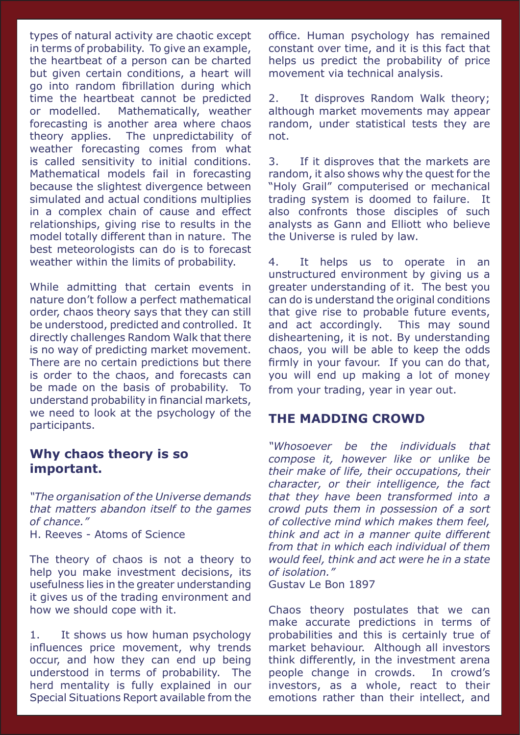types of natural activity are chaotic except in terms of probability. To give an example, the heartbeat of a person can be charted but given certain conditions, a heart will go into random fibrillation during which time the heartbeat cannot be predicted or modelled. Mathematically, weather forecasting is another area where chaos theory applies. The unpredictability of weather forecasting comes from what is called sensitivity to initial conditions. Mathematical models fail in forecasting because the slightest divergence between simulated and actual conditions multiplies in a complex chain of cause and effect relationships, giving rise to results in the model totally different than in nature. The best meteorologists can do is to forecast weather within the limits of probability.

While admitting that certain events in nature don't follow a perfect mathematical order, chaos theory says that they can still be understood, predicted and controlled. It directly challenges Random Walk that there is no way of predicting market movement. There are no certain predictions but there is order to the chaos, and forecasts can be made on the basis of probability. To understand probability in financial markets, we need to look at the psychology of the participants.

## Why chaos theory is so important.

*"The organisation of the Universe demands that matters abandon itself to the games of chance."*

H. Reeves - Atoms of Science

The theory of chaos is not a theory to help you make investment decisions, its usefulness lies in the greater understanding it gives us of the trading environment and how we should cope with it.

1. It shows us how human psychology influences price movement, why trends occur, and how they can end up being understood in terms of probability. The herd mentality is fully explained in our Special Situations Report available from the office. Human psychology has remained constant over time, and it is this fact that helps us predict the probability of price movement via technical analysis.

2. It disproves Random Walk theory; although market movements may appear random, under statistical tests they are not.

3. If it disproves that the markets are random, it also shows why the quest for the "Holy Grail" computerised or mechanical trading system is doomed to failure. It also confronts those disciples of such analysts as Gann and Elliott who believe the Universe is ruled by law.

4. It helps us to operate in an unstructured environment by giving us a greater understanding of it. The best you can do is understand the original conditions that give rise to probable future events, and act accordingly. This may sound disheartening, it is not. By understanding chaos, you will be able to keep the odds firmly in your favour. If you can do that, you will end up making a lot of money from your trading, year in year out.

## THE MADDING CROWD

*"Whosoever be the individuals that compose it, however like or unlike be their make of life, their occupations, their character, or their intelligence, the fact that they have been transformed into a crowd puts them in possession of a sort of collective mind which makes them feel, think and act in a manner quite different from that in which each individual of them would feel, think and act were he in a state of isolation."*

Gustav Le Bon 1897

Chaos theory postulates that we can make accurate predictions in terms of probabilities and this is certainly true of market behaviour. Although all investors think differently, in the investment arena people change in crowds. In crowd's investors, as a whole, react to their emotions rather than their intellect, and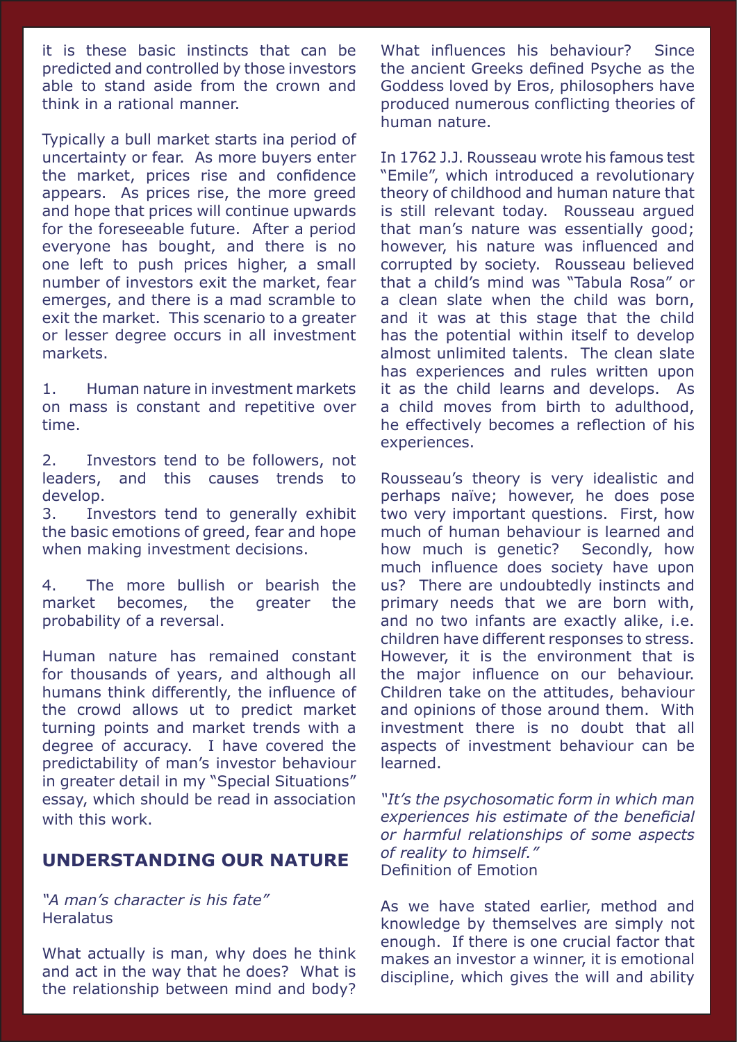it is these basic instincts that can be predicted and controlled by those investors able to stand aside from the crown and think in a rational manner.

Typically a bull market starts ina period of uncertainty or fear. As more buyers enter the market, prices rise and confidence appears. As prices rise, the more greed and hope that prices will continue upwards for the foreseeable future. After a period everyone has bought, and there is no one left to push prices higher, a small number of investors exit the market, fear emerges, and there is a mad scramble to exit the market. This scenario to a greater or lesser degree occurs in all investment markets.

1. Human nature in investment markets on mass is constant and repetitive over time.

2. Investors tend to be followers, not leaders, and this causes trends to develop.

3. Investors tend to generally exhibit the basic emotions of greed, fear and hope when making investment decisions.

4. The more bullish or bearish the market becomes, the greater the probability of a reversal.

Human nature has remained constant for thousands of years, and although all humans think differently, the influence of the crowd allows ut to predict market turning points and market trends with a degree of accuracy. I have covered the predictability of man's investor behaviour in greater detail in my "Special Situations" essay, which should be read in association with this work.

## UNDERSTANDING OUR NATURE

*"A man's character is his fate"*
Heralatus

What actually is man, why does he think and act in the way that he does? What is the relationship between mind and body? What influences his behaviour? Since the ancient Greeks defined Psyche as the Goddess loved by Eros, philosophers have produced numerous conflicting theories of human nature.

In 1762 J.J. Rousseau wrote his famous test "Emile", which introduced a revolutionary theory of childhood and human nature that is still relevant today. Rousseau argued that man's nature was essentially good; however, his nature was influenced and corrupted by society. Rousseau believed that a child's mind was "Tabula Rosa" or a clean slate when the child was born, and it was at this stage that the child has the potential within itself to develop almost unlimited talents. The clean slate has experiences and rules written upon it as the child learns and develops. As a child moves from birth to adulthood, he effectively becomes a reflection of his experiences.

Rousseau's theory is very idealistic and perhaps naïve; however, he does pose two very important questions. First, how much of human behaviour is learned and how much is genetic? Secondly, how much influence does society have upon us? There are undoubtedly instincts and primary needs that we are born with, and no two infants are exactly alike, i.e. children have different responses to stress. However, it is the environment that is the major influence on our behaviour. Children take on the attitudes, behaviour and opinions of those around them. With investment there is no doubt that all aspects of investment behaviour can be learned.

*"It's the psychosomatic form in which man experiences his estimate of the beneficial or harmful relationships of some aspects of reality to himself."*
Definition of Emotion

As we have stated earlier, method and knowledge by themselves are simply not enough. If there is one crucial factor that makes an investor a winner, it is emotional discipline, which gives the will and ability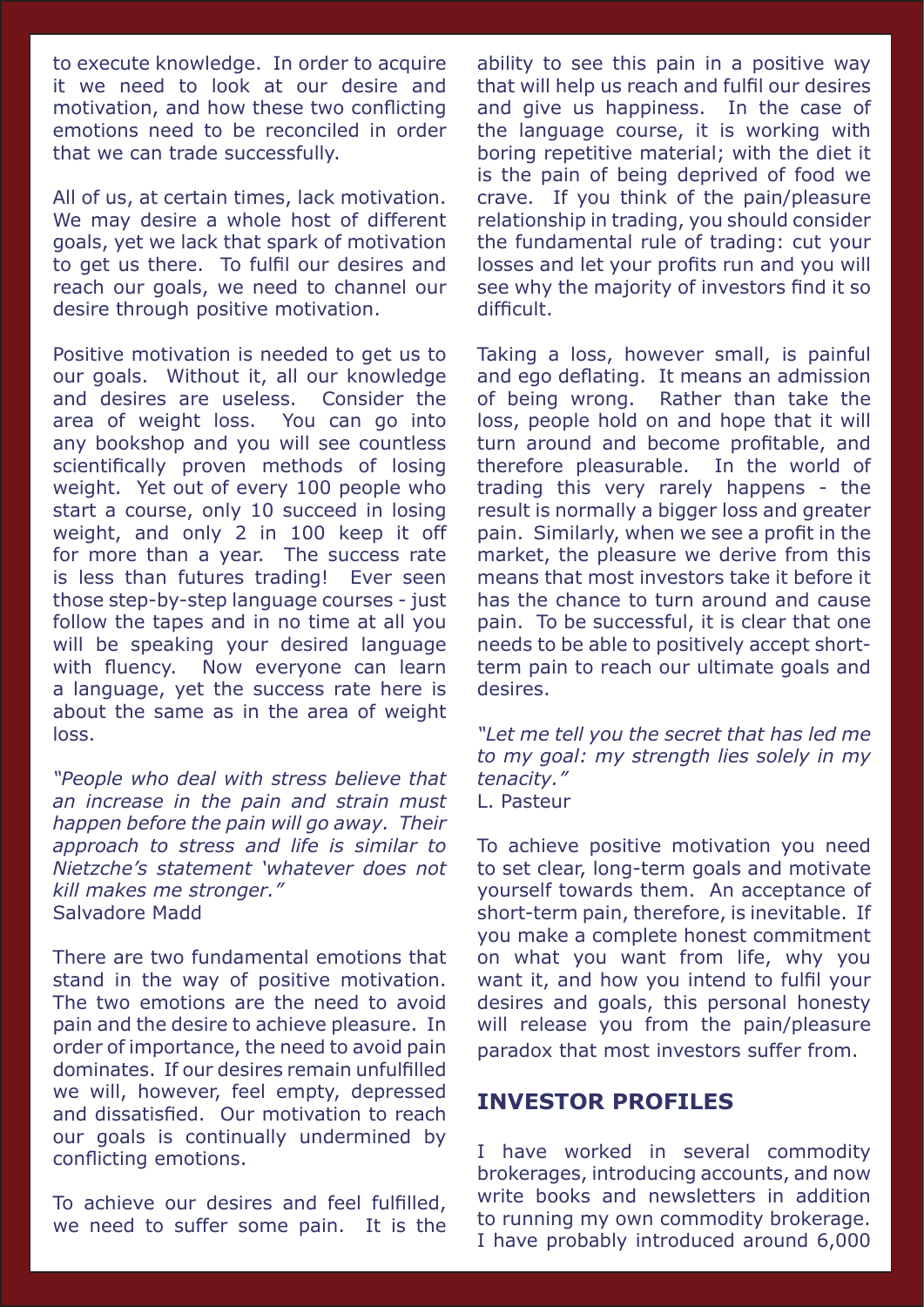to execute knowledge. In order to acquire it we need to look at our desire and motivation, and how these two conflicting emotions need to be reconciled in order that we can trade successfully.

All of us, at certain times, lack motivation. We may desire a whole host of different goals, yet we lack that spark of motivation to get us there. To fulfil our desires and reach our goals, we need to channel our desire through positive motivation.

Positive motivation is needed to get us to our goals. Without it, all our knowledge and desires are useless. Consider the area of weight loss. You can go into any bookshop and you will see countless scientifically proven methods of losing weight. Yet out of every 100 people who start a course, only 10 succeed in losing weight, and only 2 in 100 keep it off for more than a year. The success rate is less than futures trading! Ever seen those step-by-step language courses - just follow the tapes and in no time at all you will be speaking your desired language with fluency. Now everyone can learn a language, yet the success rate here is about the same as in the area of weight loss.

*"People who deal with stress believe that an increase in the pain and strain must happen before the pain will go away. Their approach to stress and life is similar to Nietzche's statement 'whatever does not kill makes me stronger."*
Salvadore Madd

There are two fundamental emotions that stand in the way of positive motivation. The two emotions are the need to avoid pain and the desire to achieve pleasure. In order of importance, the need to avoid pain dominates. If our desires remain unfulfilled we will, however, feel empty, depressed and dissatisfied. Our motivation to reach our goals is continually undermined by conflicting emotions.

To achieve our desires and feel fulfilled, we need to suffer some pain. It is the ability to see this pain in a positive way that will help us reach and fulfil our desires and give us happiness. In the case of the language course, it is working with boring repetitive material; with the diet it is the pain of being deprived of food we crave. If you think of the pain/pleasure relationship in trading, you should consider the fundamental rule of trading: cut your losses and let your profits run and you will see why the majority of investors find it so difficult.

Taking a loss, however small, is painful and ego deflating. It means an admission of being wrong. Rather than take the loss, people hold on and hope that it will turn around and become profitable, and therefore pleasurable. In the world of trading this very rarely happens - the result is normally a bigger loss and greater pain. Similarly, when we see a profit in the market, the pleasure we derive from this means that most investors take it before it has the chance to turn around and cause pain. To be successful, it is clear that one needs to be able to positively accept short-term pain to reach our ultimate goals and desires.

*"Let me tell you the secret that has led me to my goal: my strength lies solely in my tenacity."*
L. Pasteur

To achieve positive motivation you need to set clear, long-term goals and motivate yourself towards them. An acceptance of short-term pain, therefore, is inevitable. If you make a complete honest commitment on what you want from life, why you want it, and how you intend to fulfil your desires and goals, this personal honesty will release you from the pain/pleasure paradox that most investors suffer from.

## INVESTOR PROFILES

I have worked in several commodity brokerages, introducing accounts, and now write books and newsletters in addition to running my own commodity brokerage. I have probably introduced around 6,000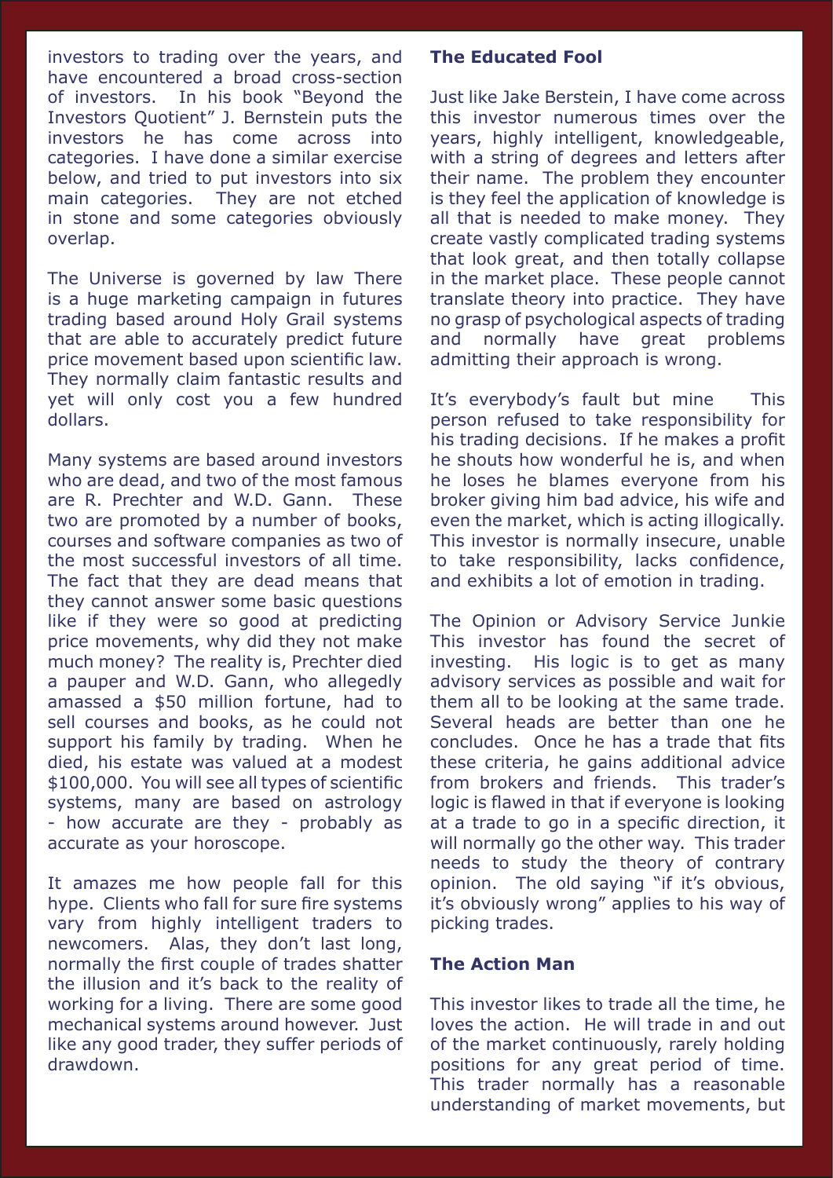investors to trading over the years, and have encountered a broad cross-section of investors. In his book "Beyond the Investors Quotient" J. Bernstein puts the investors he has come across into categories. I have done a similar exercise below, and tried to put investors into six main categories. They are not etched in stone and some categories obviously overlap.

The Universe is governed by law There is a huge marketing campaign in futures trading based around Holy Grail systems that are able to accurately predict future price movement based upon scientific law. They normally claim fantastic results and yet will only cost you a few hundred dollars.

Many systems are based around investors who are dead, and two of the most famous are R. Prechter and W.D. Gann. These two are promoted by a number of books, courses and software companies as two of the most successful investors of all time. The fact that they are dead means that they cannot answer some basic questions like if they were so good at predicting price movements, why did they not make much money? The reality is, Prechter died a pauper and W.D. Gann, who allegedly amassed a $50 million fortune, had to sell courses and books, as he could not support his family by trading. When he died, his estate was valued at a modest $100,000. You will see all types of scientific systems, many are based on astrology - how accurate are they - probably as accurate as your horoscope.

It amazes me how people fall for this hype. Clients who fall for sure fire systems vary from highly intelligent traders to newcomers. Alas, they don't last long, normally the first couple of trades shatter the illusion and it's back to the reality of working for a living. There are some good mechanical systems around however. Just like any good trader, they suffer periods of drawdown.

**The Educated Fool**

Just like Jake Berstein, I have come across this investor numerous times over the years, highly intelligent, knowledgeable, with a string of degrees and letters after their name. The problem they encounter is they feel the application of knowledge is all that is needed to make money. They create vastly complicated trading systems that look great, and then totally collapse in the market place. These people cannot translate theory into practice. They have no grasp of psychological aspects of trading and normally have great problems admitting their approach is wrong.

It's everybody's fault but mine This person refused to take responsibility for his trading decisions. If he makes a profit he shouts how wonderful he is, and when he loses he blames everyone from his broker giving him bad advice, his wife and even the market, which is acting illogically. This investor is normally insecure, unable to take responsibility, lacks confidence, and exhibits a lot of emotion in trading.

The Opinion or Advisory Service Junkie This investor has found the secret of investing. His logic is to get as many advisory services as possible and wait for them all to be looking at the same trade. Several heads are better than one he concludes. Once he has a trade that fits these criteria, he gains additional advice from brokers and friends. This trader's logic is flawed in that if everyone is looking at a trade to go in a specific direction, it will normally go the other way. This trader needs to study the theory of contrary opinion. The old saying "if it's obvious, it's obviously wrong" applies to his way of picking trades.

**The Action Man**

This investor likes to trade all the time, he loves the action. He will trade in and out of the market continuously, rarely holding positions for any great period of time. This trader normally has a reasonable understanding of market movements, but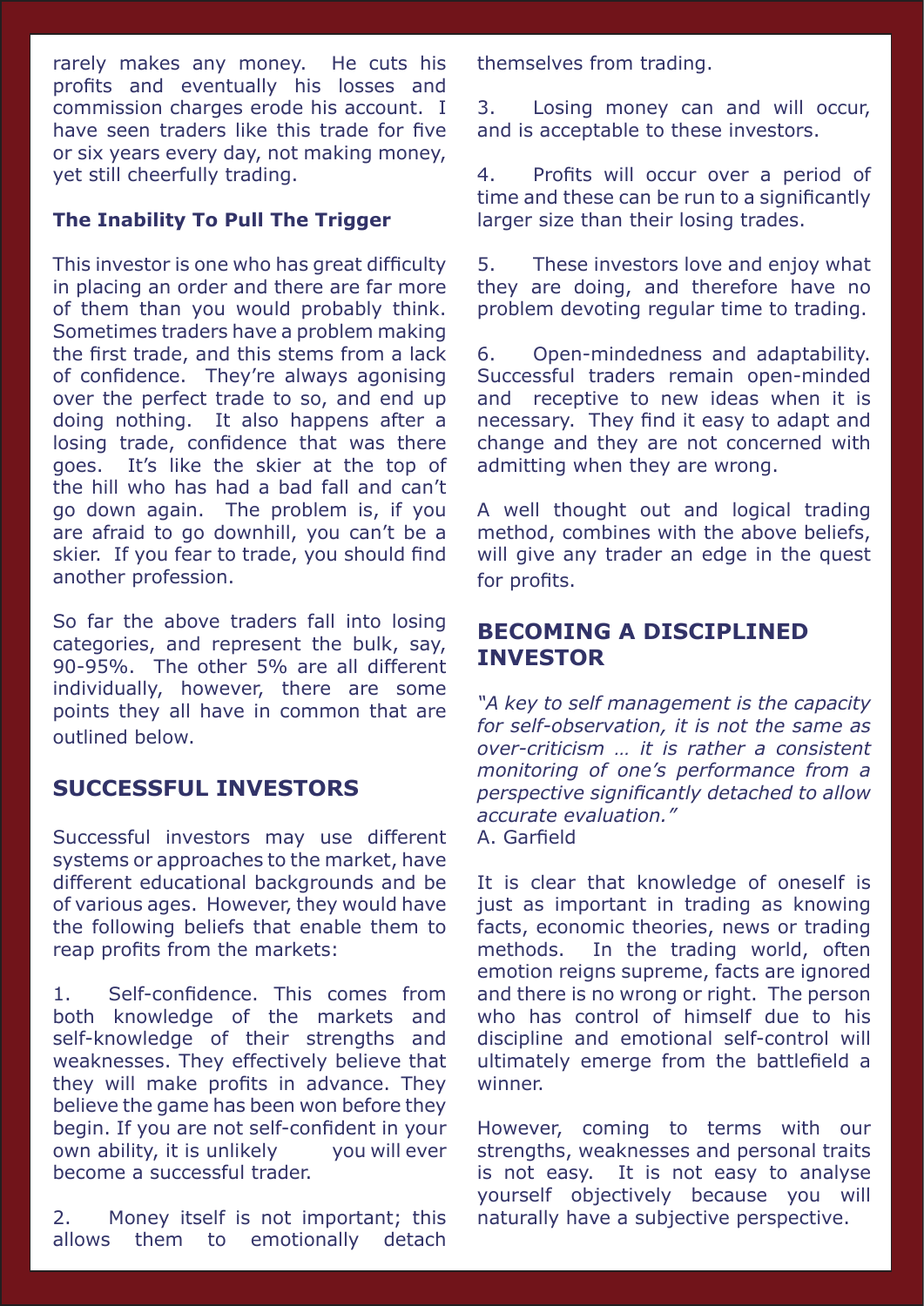rarely makes any money. He cuts his profits and eventually his losses and commission charges erode his account. I have seen traders like this trade for five or six years every day, not making money, yet still cheerfully trading.

### The Inability To Pull The Trigger

This investor is one who has great difficulty in placing an order and there are far more of them than you would probably think. Sometimes traders have a problem making the first trade, and this stems from a lack of confidence. They're always agonising over the perfect trade to so, and end up doing nothing. It also happens after a losing trade, confidence that was there goes. It's like the skier at the top of the hill who has had a bad fall and can't go down again. The problem is, if you are afraid to go downhill, you can't be a skier. If you fear to trade, you should find another profession.

So far the above traders fall into losing categories, and represent the bulk, say, 90-95%. The other 5% are all different individually, however, there are some points they all have in common that are outlined below.

## SUCCESSFUL INVESTORS

Successful investors may use different systems or approaches to the market, have different educational backgrounds and be of various ages. However, they would have the following beliefs that enable them to reap profits from the markets:

1. Self-confidence. This comes from both knowledge of the markets and self-knowledge of their strengths and weaknesses. They effectively believe that they will make profits in advance. They believe the game has been won before they begin. If you are not self-confident in your own ability, it is unlikely you will ever become a successful trader.
2. Money itself is not important; this allows them to emotionally detach themselves from trading.
3. Losing money can and will occur, and is acceptable to these investors.
4. Profits will occur over a period of time and these can be run to a significantly larger size than their losing trades.
5. These investors love and enjoy what they are doing, and therefore have no problem devoting regular time to trading.
6. Open-mindedness and adaptability. Successful traders remain open-minded and receptive to new ideas when it is necessary. They find it easy to adapt and change and they are not concerned with admitting when they are wrong.

A well thought out and logical trading method, combines with the above beliefs, will give any trader an edge in the quest for profits.

## BECOMING A DISCIPLINED INVESTOR

*"A key to self management is the capacity for self-observation, it is not the same as over-criticism … it is rather a consistent monitoring of one's performance from a perspective significantly detached to allow accurate evaluation."*
A. Garfield

It is clear that knowledge of oneself is just as important in trading as knowing facts, economic theories, news or trading methods. In the trading world, often emotion reigns supreme, facts are ignored and there is no wrong or right. The person who has control of himself due to his discipline and emotional self-control will ultimately emerge from the battlefield a winner.

However, coming to terms with our strengths, weaknesses and personal traits is not easy. It is not easy to analyse yourself objectively because you will naturally have a subjective perspective.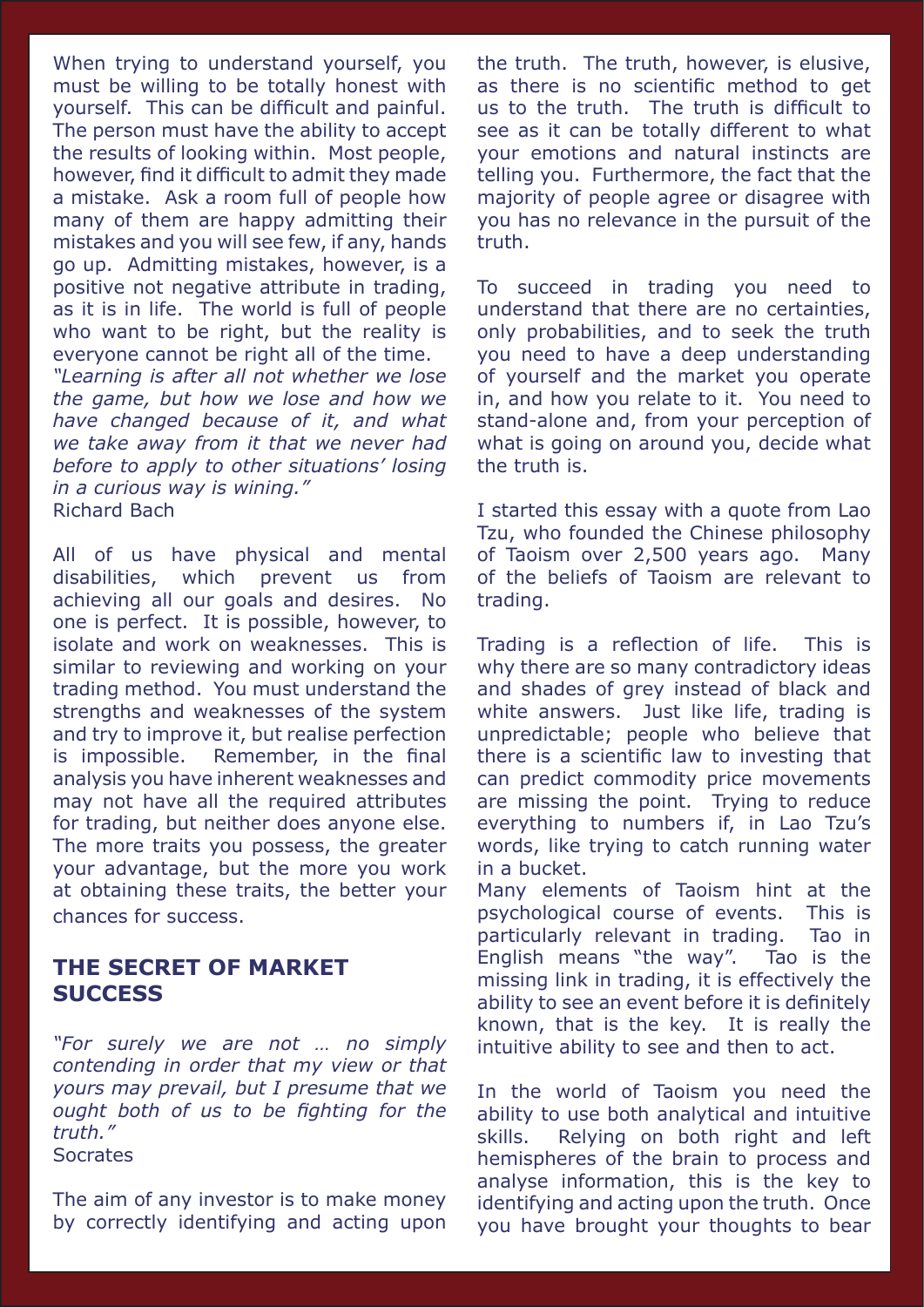When trying to understand yourself, you must be willing to be totally honest with yourself. This can be difficult and painful. The person must have the ability to accept the results of looking within. Most people, however, find it difficult to admit they made a mistake. Ask a room full of people how many of them are happy admitting their mistakes and you will see few, if any, hands go up. Admitting mistakes, however, is a positive not negative attribute in trading, as it is in life. The world is full of people who want to be right, but the reality is everyone cannot be right all of the time.

*"Learning is after all not whether we lose the game, but how we lose and how we have changed because of it, and what we take away from it that we never had before to apply to other situations' losing in a curious way is wining."*
Richard Bach

All of us have physical and mental disabilities, which prevent us from achieving all our goals and desires. No one is perfect. It is possible, however, to isolate and work on weaknesses. This is similar to reviewing and working on your trading method. You must understand the strengths and weaknesses of the system and try to improve it, but realise perfection is impossible. Remember, in the final analysis you have inherent weaknesses and may not have all the required attributes for trading, but neither does anyone else. The more traits you possess, the greater your advantage, but the more you work at obtaining these traits, the better your chances for success.

## THE SECRET OF MARKET SUCCESS

*"For surely we are not … no simply contending in order that my view or that yours may prevail, but I presume that we ought both of us to be fighting for the truth."*
Socrates

The aim of any investor is to make money by correctly identifying and acting upon the truth. The truth, however, is elusive, as there is no scientific method to get us to the truth. The truth is difficult to see as it can be totally different to what your emotions and natural instincts are telling you. Furthermore, the fact that the majority of people agree or disagree with you has no relevance in the pursuit of the truth.

To succeed in trading you need to understand that there are no certainties, only probabilities, and to seek the truth you need to have a deep understanding of yourself and the market you operate in, and how you relate to it. You need to stand-alone and, from your perception of what is going on around you, decide what the truth is.

I started this essay with a quote from Lao Tzu, who founded the Chinese philosophy of Taoism over 2,500 years ago. Many of the beliefs of Taoism are relevant to trading.

Trading is a reflection of life. This is why there are so many contradictory ideas and shades of grey instead of black and white answers. Just like life, trading is unpredictable; people who believe that there is a scientific law to investing that can predict commodity price movements are missing the point. Trying to reduce everything to numbers if, in Lao Tzu's words, like trying to catch running water in a bucket.

Many elements of Taoism hint at the psychological course of events. This is particularly relevant in trading. Tao in English means "the way". Tao is the missing link in trading, it is effectively the ability to see an event before it is definitely known, that is the key. It is really the intuitive ability to see and then to act.

In the world of Taoism you need the ability to use both analytical and intuitive skills. Relying on both right and left hemispheres of the brain to process and analyse information, this is the key to identifying and acting upon the truth. Once you have brought your thoughts to bear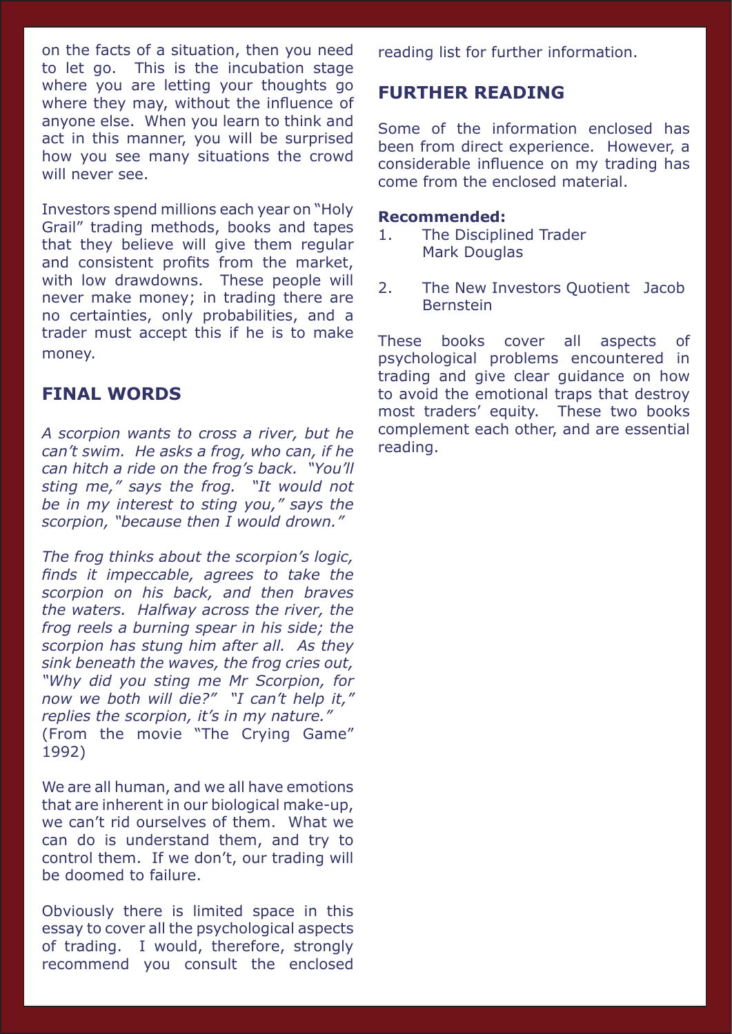on the facts of a situation, then you need to let go. This is the incubation stage where you are letting your thoughts go where they may, without the influence of anyone else. When you learn to think and act in this manner, you will be surprised how you see many situations the crowd will never see.

Investors spend millions each year on "Holy Grail" trading methods, books and tapes that they believe will give them regular and consistent profits from the market, with low drawdowns. These people will never make money; in trading there are no certainties, only probabilities, and a trader must accept this if he is to make money.

## FINAL WORDS

*A scorpion wants to cross a river, but he can't swim. He asks a frog, who can, if he can hitch a ride on the frog's back. "You'll sting me," says the frog. "It would not be in my interest to sting you," says the scorpion, "because then I would drown."*

*The frog thinks about the scorpion's logic, finds it impeccable, agrees to take the scorpion on his back, and then braves the waters. Halfway across the river, the frog reels a burning spear in his side; the scorpion has stung him after all. As they sink beneath the waves, the frog cries out, "Why did you sting me Mr Scorpion, for now we both will die?" "I can't help it," replies the scorpion, it's in my nature."*
(From the movie "The Crying Game" 1992)

We are all human, and we all have emotions that are inherent in our biological make-up, we can't rid ourselves of them. What we can do is understand them, and try to control them. If we don't, our trading will be doomed to failure.

Obviously there is limited space in this essay to cover all the psychological aspects of trading. I would, therefore, strongly recommend you consult the enclosed reading list for further information.

## FURTHER READING

Some of the information enclosed has been from direct experience. However, a considerable influence on my trading has come from the enclosed material.

**Recommended:**

1. The Disciplined Trader
   Mark Douglas

2. The New Investors Quotient Jacob Bernstein

These books cover all aspects of psychological problems encountered in trading and give clear guidance on how to avoid the emotional traps that destroy most traders' equity. These two books complement each other, and are essential reading.